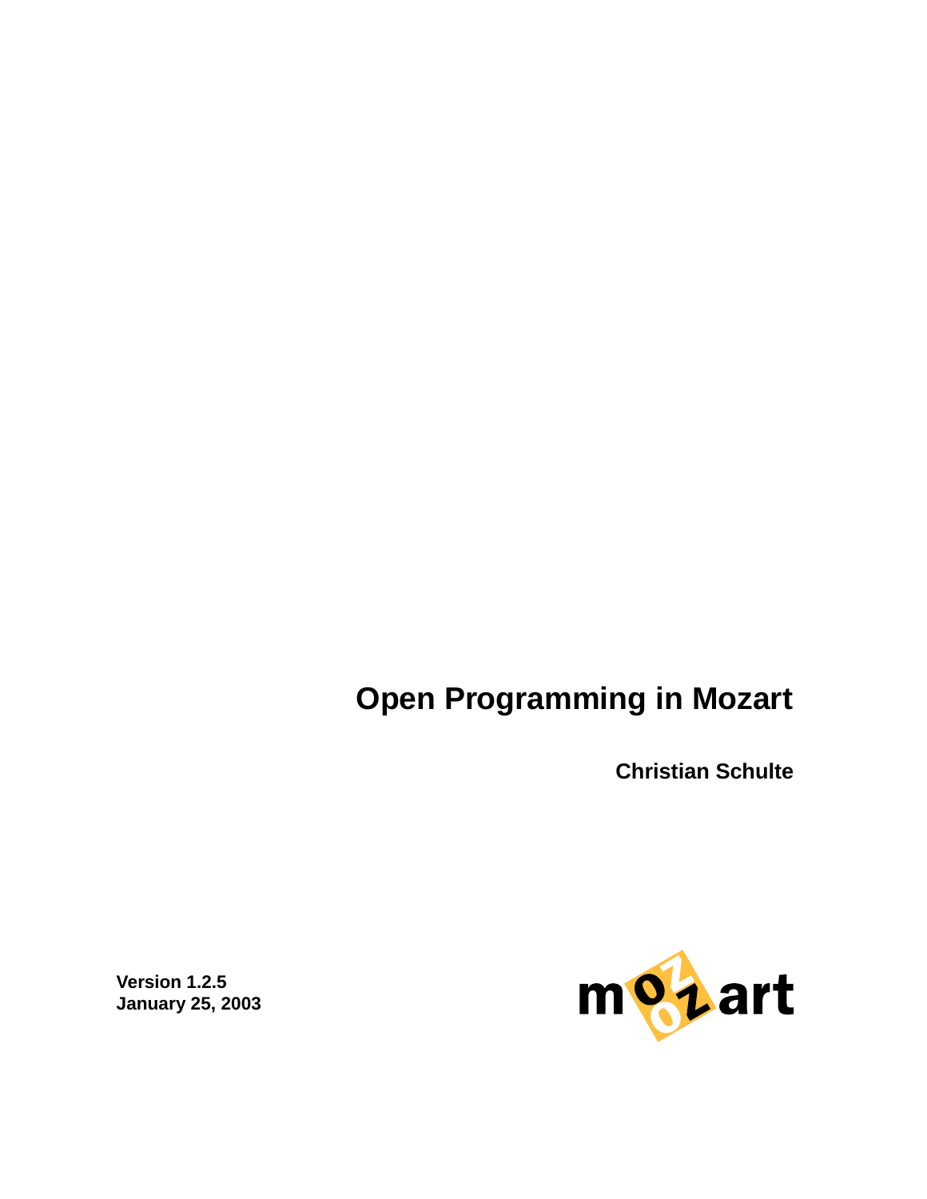# Open Programming in Mozart

**Christian Schulte**

**Version 1.2.5**
**January 25, 2003**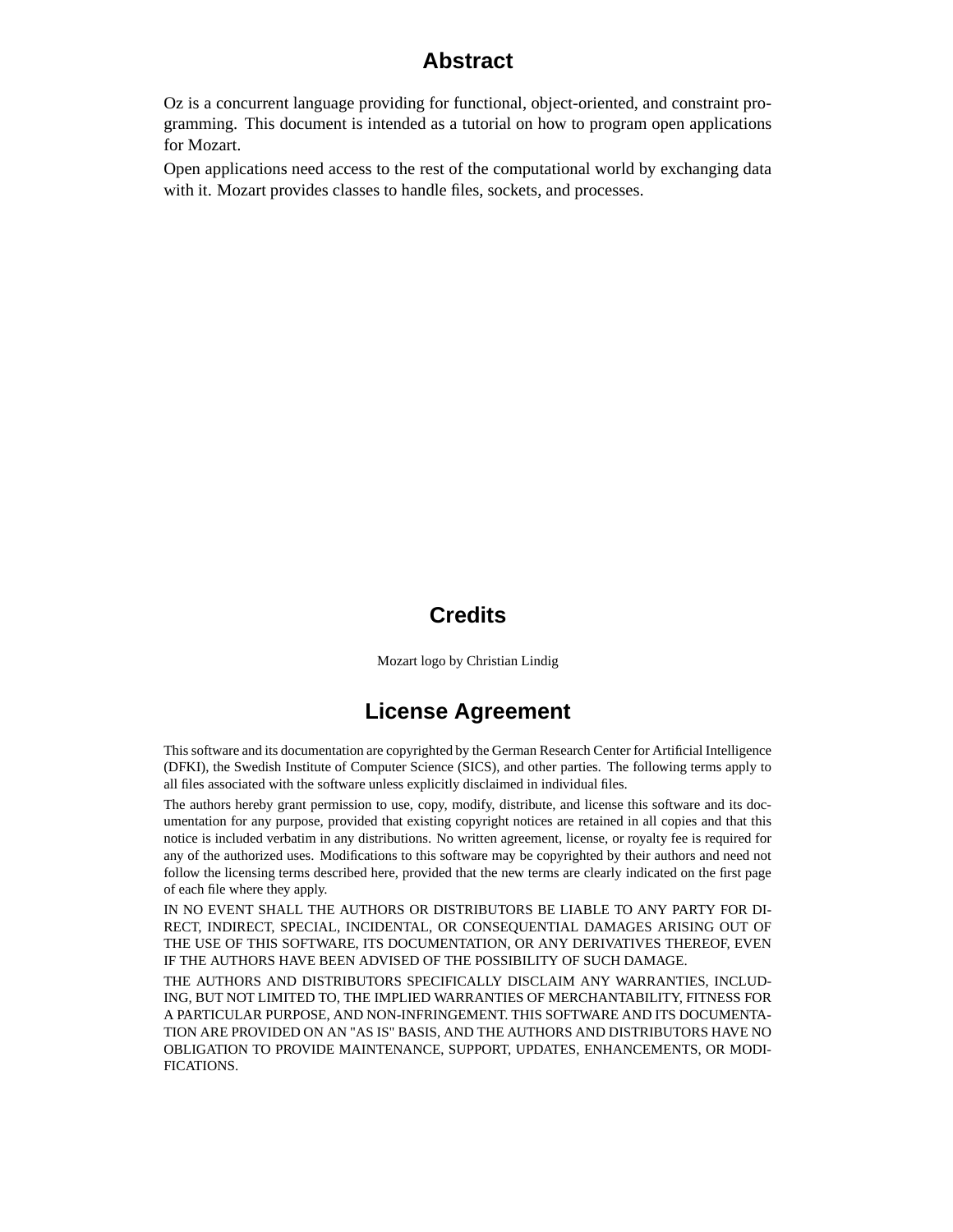# Abstract

Oz is a concurrent language providing for functional, object-oriented, and constraint programming. This document is intended as a tutorial on how to program open applications for Mozart.

Open applications need access to the rest of the computational world by exchanging data with it. Mozart provides classes to handle files, sockets, and processes.

# Credits

Mozart logo by Christian Lindig

# License Agreement

This software and its documentation are copyrighted by the German Research Center for Artificial Intelligence (DFKI), the Swedish Institute of Computer Science (SICS), and other parties. The following terms apply to all files associated with the software unless explicitly disclaimed in individual files.

The authors hereby grant permission to use, copy, modify, distribute, and license this software and its documentation for any purpose, provided that existing copyright notices are retained in all copies and that this notice is included verbatim in any distributions. No written agreement, license, or royalty fee is required for any of the authorized uses. Modifications to this software may be copyrighted by their authors and need not follow the licensing terms described here, provided that the new terms are clearly indicated on the first page of each file where they apply.

IN NO EVENT SHALL THE AUTHORS OR DISTRIBUTORS BE LIABLE TO ANY PARTY FOR DIRECT, INDIRECT, SPECIAL, INCIDENTAL, OR CONSEQUENTIAL DAMAGES ARISING OUT OF THE USE OF THIS SOFTWARE, ITS DOCUMENTATION, OR ANY DERIVATIVES THEREOF, EVEN IF THE AUTHORS HAVE BEEN ADVISED OF THE POSSIBILITY OF SUCH DAMAGE.

THE AUTHORS AND DISTRIBUTORS SPECIFICALLY DISCLAIM ANY WARRANTIES, INCLUDING, BUT NOT LIMITED TO, THE IMPLIED WARRANTIES OF MERCHANTABILITY, FITNESS FOR A PARTICULAR PURPOSE, AND NON-INFRINGEMENT. THIS SOFTWARE AND ITS DOCUMENTATION ARE PROVIDED ON AN "AS IS" BASIS, AND THE AUTHORS AND DISTRIBUTORS HAVE NO OBLIGATION TO PROVIDE MAINTENANCE, SUPPORT, UPDATES, ENHANCEMENTS, OR MODIFICATIONS.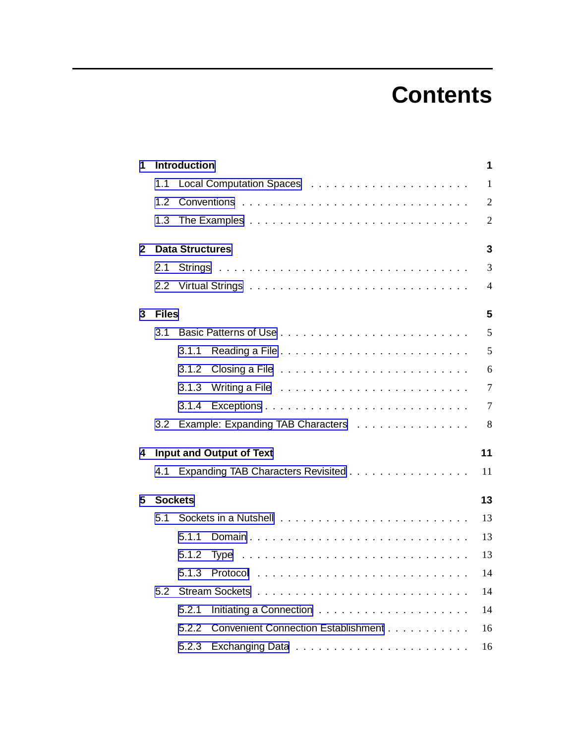# Contents

- **1 Introduction** — **1**
  - 1.1 Local Computation Spaces — 1
  - 1.2 Conventions — 2
  - 1.3 The Examples — 2
- **2 Data Structures** — **3**
  - 2.1 Strings — 3
  - 2.2 Virtual Strings — 4
- **3 Files** — **5**
  - 3.1 Basic Patterns of Use — 5
    - 3.1.1 Reading a File — 5
    - 3.1.2 Closing a File — 6
    - 3.1.3 Writing a File — 7
    - 3.1.4 Exceptions — 7
  - 3.2 Example: Expanding TAB Characters — 8
- **4 Input and Output of Text** — **11**
  - 4.1 Expanding TAB Characters Revisited — 11
- **5 Sockets** — **13**
  - 5.1 Sockets in a Nutshell — 13
    - 5.1.1 Domain — 13
    - 5.1.2 Type — 13
    - 5.1.3 Protocol — 14
  - 5.2 Stream Sockets — 14
    - 5.2.1 Initiating a Connection — 14
    - 5.2.2 Convenient Connection Establishment — 16
    - 5.2.3 Exchanging Data — 16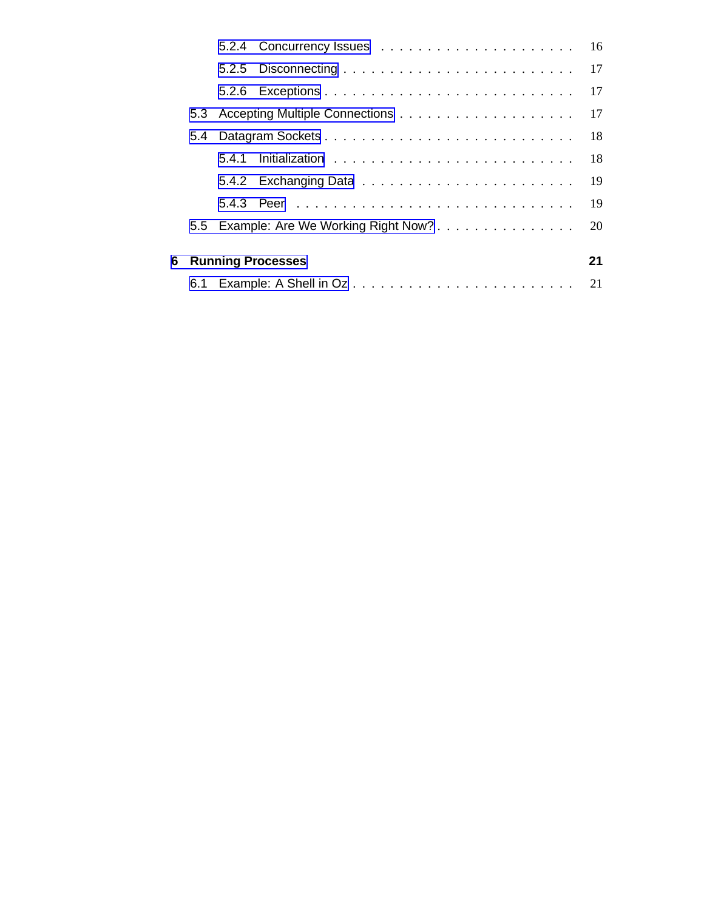- 5.2.4 Concurrency Issues . . . . . . . . . . . . . . . . . . . . . 16
- 5.2.5 Disconnecting . . . . . . . . . . . . . . . . . . . . . . . . 17
- 5.2.6 Exceptions . . . . . . . . . . . . . . . . . . . . . . . . . 17
- 5.3 Accepting Multiple Connections . . . . . . . . . . . . . . . . . . 17
- 5.4 Datagram Sockets . . . . . . . . . . . . . . . . . . . . . . . . . 18
- 5.4.1 Initialization . . . . . . . . . . . . . . . . . . . . . . . . 18
- 5.4.2 Exchanging Data . . . . . . . . . . . . . . . . . . . . . . 19
- 5.4.3 Peer . . . . . . . . . . . . . . . . . . . . . . . . . . . . 19
- 5.5 Example: Are We Working Right Now? . . . . . . . . . . . . . . . 20

**6 Running Processes** **21**

- 6.1 Example: A Shell in Oz . . . . . . . . . . . . . . . . . . . . . . 21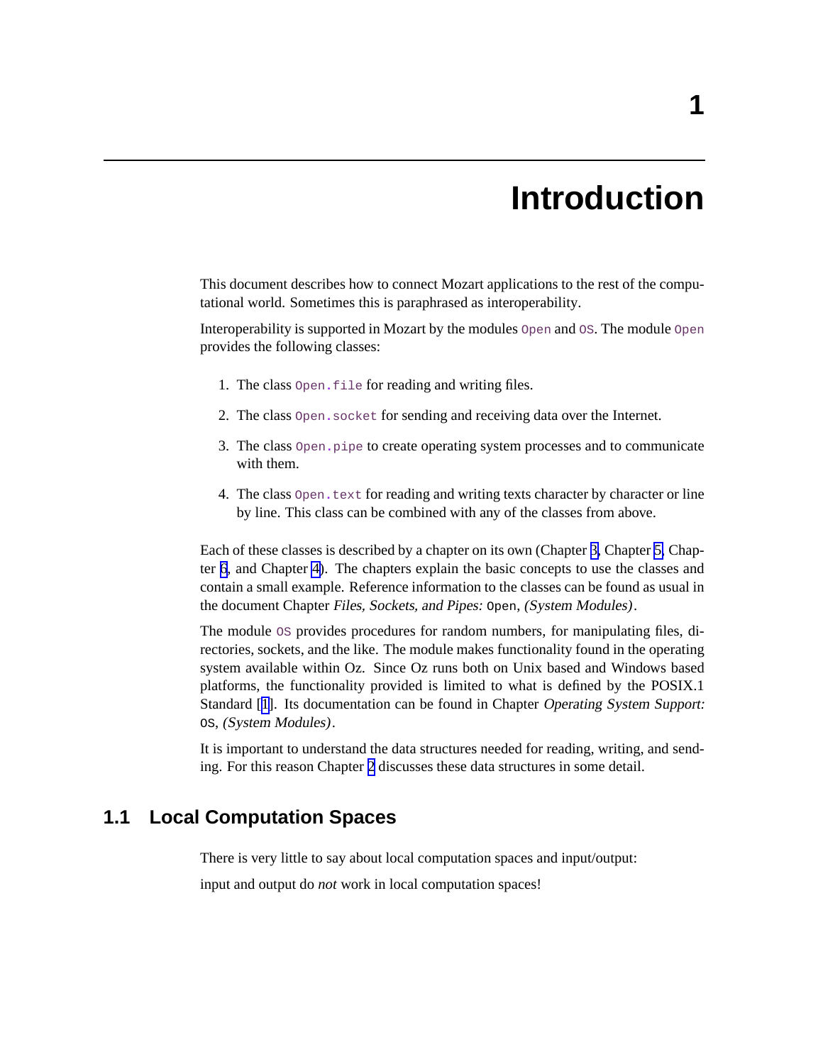# 1 Introduction

This document describes how to connect Mozart applications to the rest of the computational world. Sometimes this is paraphrased as interoperability.

Interoperability is supported in Mozart by the modules `Open` and `OS`. The module `Open` provides the following classes:

1. The class `Open.file` for reading and writing files.
2. The class `Open.socket` for sending and receiving data over the Internet.
3. The class `Open.pipe` to create operating system processes and to communicate with them.
4. The class `Open.text` for reading and writing texts character by character or line by line. This class can be combined with any of the classes from above.

Each of these classes is described by a chapter on its own (Chapter 3, Chapter 5, Chapter 6, and Chapter 4). The chapters explain the basic concepts to use the classes and contain a small example. Reference information to the classes can be found as usual in the document Chapter *Files, Sockets, and Pipes:* `Open`, *(System Modules)*.

The module `OS` provides procedures for random numbers, for manipulating files, directories, sockets, and the like. The module makes functionality found in the operating system available within Oz. Since Oz runs both on Unix based and Windows based platforms, the functionality provided is limited to what is defined by the POSIX.1 Standard [1]. Its documentation can be found in Chapter *Operating System Support:* `OS`, *(System Modules)*.

It is important to understand the data structures needed for reading, writing, and sending. For this reason Chapter 2 discusses these data structures in some detail.

## 1.1 Local Computation Spaces

There is very little to say about local computation spaces and input/output:

input and output do *not* work in local computation spaces!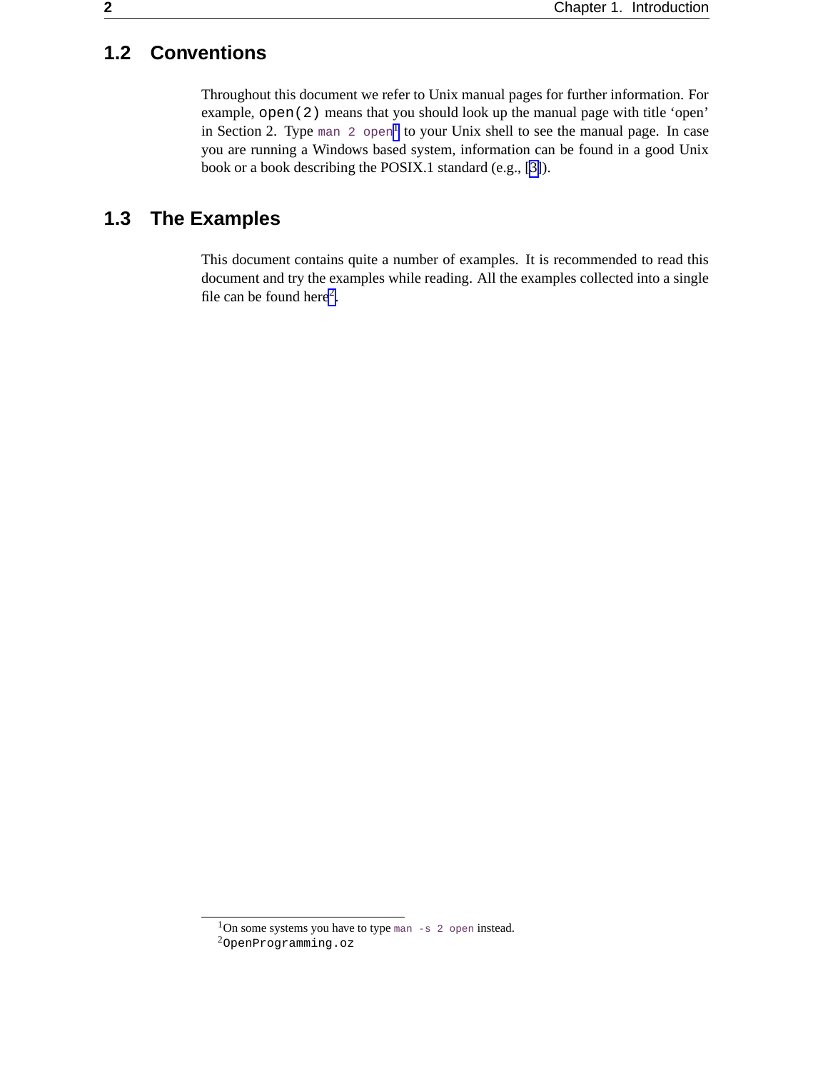## 1.2 Conventions

Throughout this document we refer to Unix manual pages for further information. For example, `open(2)` means that you should look up the manual page with title 'open' in Section 2. Type `man 2 open`[1] to your Unix shell to see the manual page. In case you are running a Windows based system, information can be found in a good Unix book or a book describing the POSIX.1 standard (e.g., [3]).

## 1.3 The Examples

This document contains quite a number of examples. It is recommended to read this document and try the examples while reading. All the examples collected into a single file can be found here[2].

---

[1] On some systems you have to type `man -s 2 open` instead.

[2] `OpenProgramming.oz`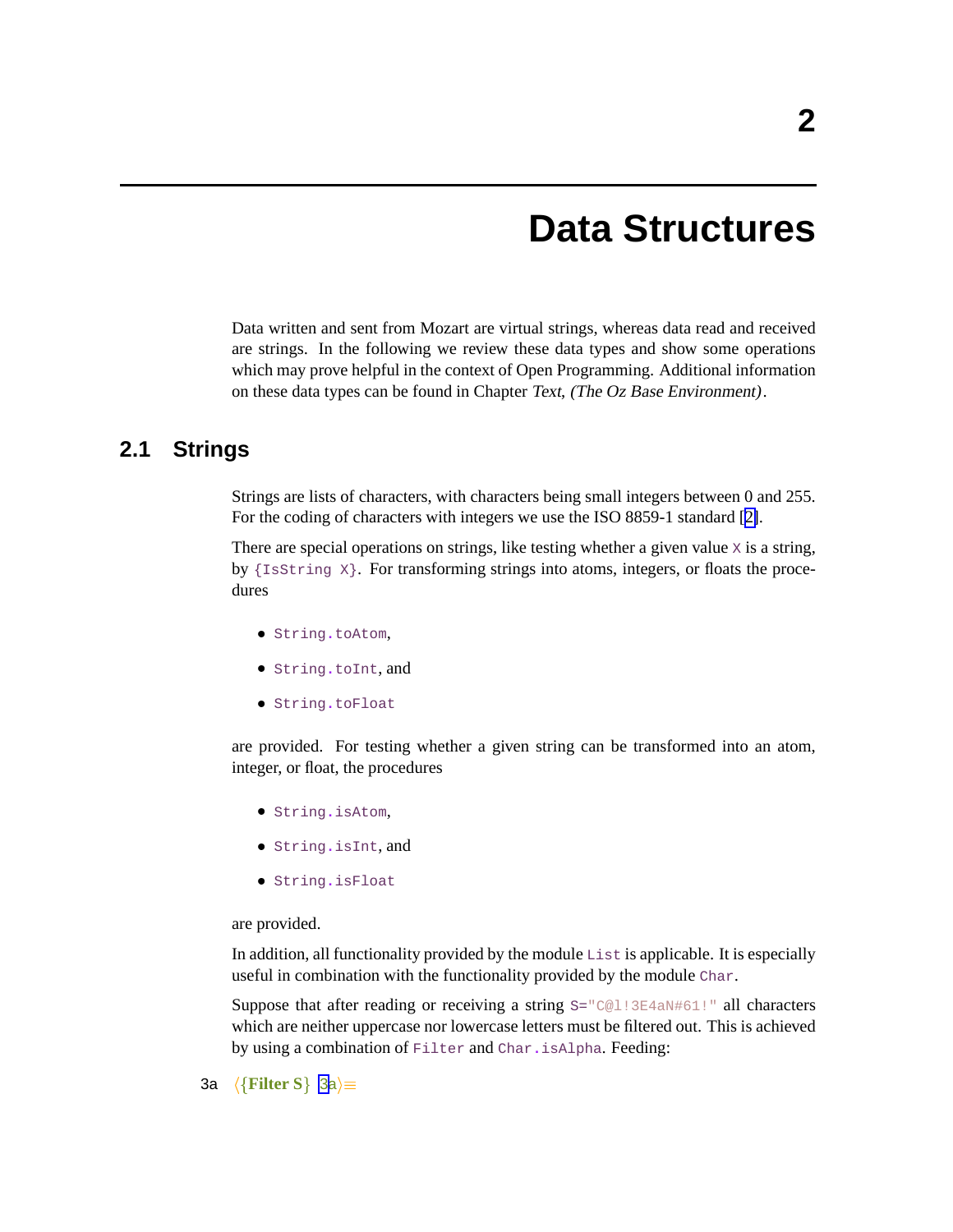# 2 Data Structures

Data written and sent from Mozart are virtual strings, whereas data read and received are strings. In the following we review these data types and show some operations which may prove helpful in the context of Open Programming. Additional information on these data types can be found in Chapter *Text, (The Oz Base Environment)*.

## 2.1 Strings

Strings are lists of characters, with characters being small integers between 0 and 255. For the coding of characters with integers we use the ISO 8859-1 standard [2].

There are special operations on strings, like testing whether a given value `X` is a string, by `{IsString X}`. For transforming strings into atoms, integers, or floats the procedures

- `String.toAtom`,
- `String.toInt`, and
- `String.toFloat`

are provided. For testing whether a given string can be transformed into an atom, integer, or float, the procedures

- `String.isAtom`,
- `String.isInt`, and
- `String.isFloat`

are provided.

In addition, all functionality provided by the module `List` is applicable. It is especially useful in combination with the functionality provided by the module `Char`.

Suppose that after reading or receiving a string `S="C@l!3E4aN#61!"` all characters which are neither uppercase nor lowercase letters must be filtered out. This is achieved by using a combination of `Filter` and `Char.isAlpha`. Feeding:

3a ⟨{Filter S} 3a⟩≡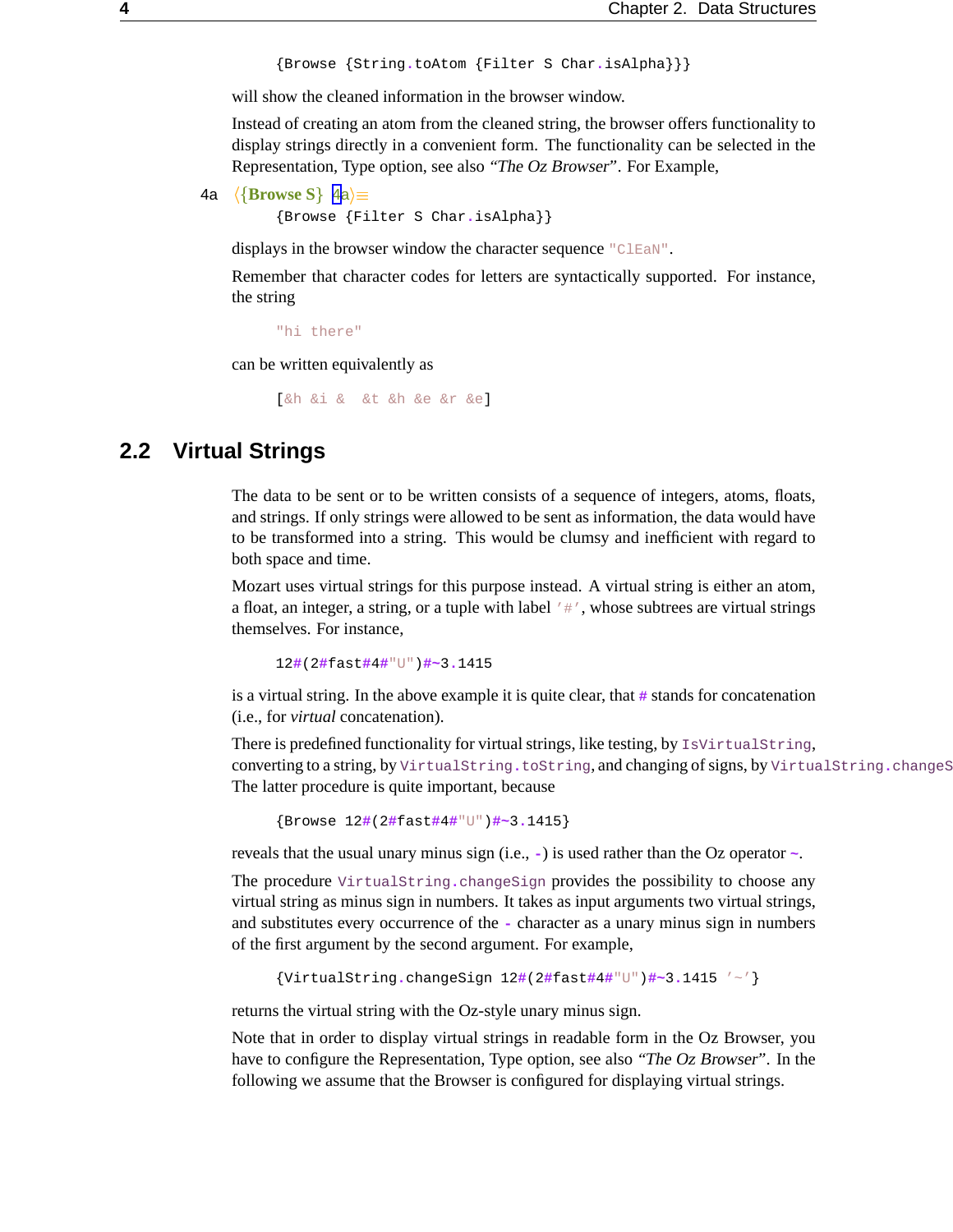```
{Browse {String.toAtom {Filter S Char.isAlpha}}}
```

will show the cleaned information in the browser window.

Instead of creating an atom from the cleaned string, the browser offers functionality to display strings directly in a convenient form. The functionality can be selected in the Representation, Type option, see also *"The Oz Browser"*. For Example,

4a ⟨{Browse S} 4a⟩≡

```
{Browse {Filter S Char.isAlpha}}
```

displays in the browser window the character sequence `"ClEaN"`.

Remember that character codes for letters are syntactically supported. For instance, the string

```
"hi there"
```

can be written equivalently as

```
[&h &i &  &t &h &e &r &e]
```

## 2.2 Virtual Strings

The data to be sent or to be written consists of a sequence of integers, atoms, floats, and strings. If only strings were allowed to be sent as information, the data would have to be transformed into a string. This would be clumsy and inefficient with regard to both space and time.

Mozart uses virtual strings for this purpose instead. A virtual string is either an atom, a float, an integer, a string, or a tuple with label `'#'`, whose subtrees are virtual strings themselves. For instance,

```
12#(2#fast#4#"U")#~3.1415
```

is a virtual string. In the above example it is quite clear, that `#` stands for concatenation (i.e., for *virtual* concatenation).

There is predefined functionality for virtual strings, like testing, by `IsVirtualString`, converting to a string, by `VirtualString.toString`, and changing of signs, by `VirtualString.changeSign`. The latter procedure is quite important, because

```
{Browse 12#(2#fast#4#"U")#~3.1415}
```

reveals that the usual unary minus sign (i.e., `-`) is used rather than the Oz operator `~`.

The procedure `VirtualString.changeSign` provides the possibility to choose any virtual string as minus sign in numbers. It takes as input arguments two virtual strings, and substitutes every occurrence of the `-` character as a unary minus sign in numbers of the first argument by the second argument. For example,

```
{VirtualString.changeSign 12#(2#fast#4#"U")#~3.1415 '~'}
```

returns the virtual string with the Oz-style unary minus sign.

Note that in order to display virtual strings in readable form in the Oz Browser, you have to configure the Representation, Type option, see also *"The Oz Browser"*. In the following we assume that the Browser is configured for displaying virtual strings.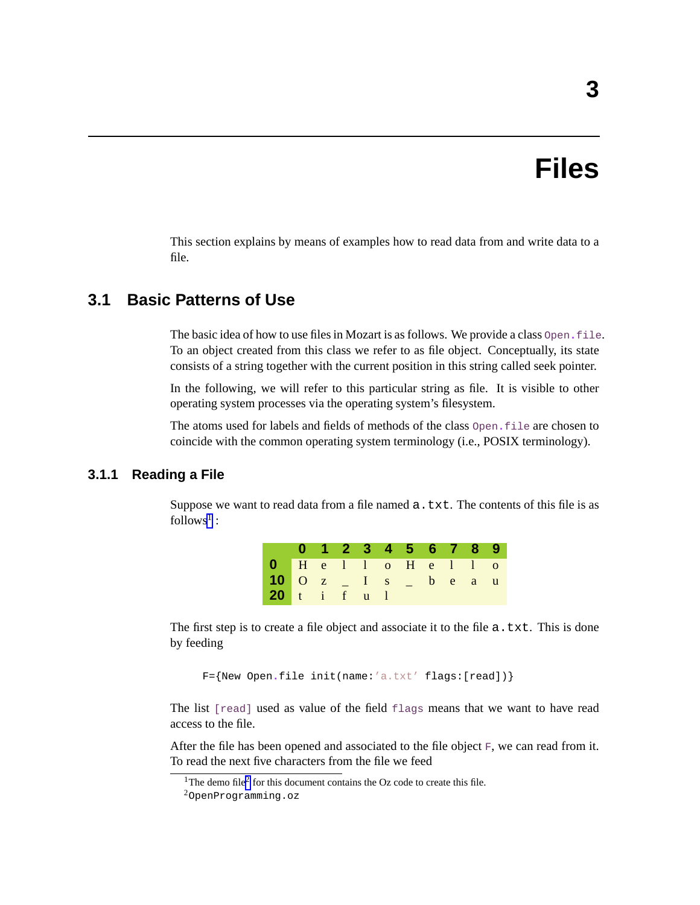# 3 Files

This section explains by means of examples how to read data from and write data to a file.

## 3.1 Basic Patterns of Use

The basic idea of how to use files in Mozart is as follows. We provide a class `Open.file`. To an object created from this class we refer to as file object. Conceptually, its state consists of a string together with the current position in this string called seek pointer.

In the following, we will refer to this particular string as file. It is visible to other operating system processes via the operating system's filesystem.

The atoms used for labels and fields of methods of the class `Open.file` are chosen to coincide with the common operating system terminology (i.e., POSIX terminology).

### 3.1.1 Reading a File

Suppose we want to read data from a file named `a.txt`. The contents of this file is as follows[1]:

| | 0 | 1 | 2 | 3 | 4 | 5 | 6 | 7 | 8 | 9 |
|---|---|---|---|---|---|---|---|---|---|---|
| **0** | H | e | l | l | o | H | e | l | l | o |
| **10** | O | z | _ | I | s | _ | b | e | a | u |
| **20** | t | i | f | u | l | | | | | |

The first step is to create a file object and associate it to the file `a.txt`. This is done by feeding

```
F={New Open.file init(name:'a.txt' flags:[read])}
```

The list `[read]` used as value of the field `flags` means that we want to have read access to the file.

After the file has been opened and associated to the file object `F`, we can read from it. To read the next five characters from the file we feed

[1] The demo file[2] for this document contains the Oz code to create this file.

[2] `OpenProgramming.oz`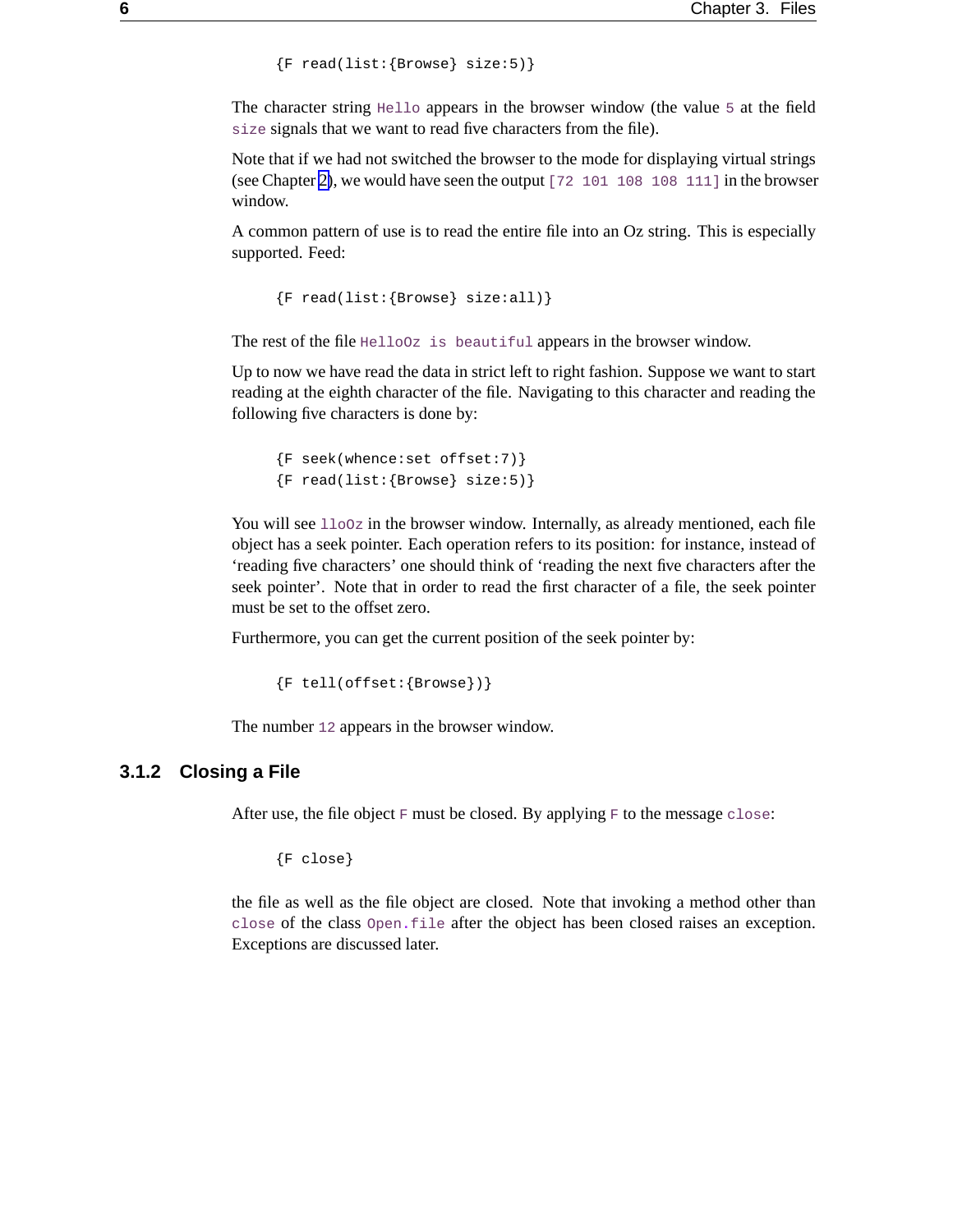```
{F read(list:{Browse} size:5)}
```

The character string `Hello` appears in the browser window (the value `5` at the field `size` signals that we want to read five characters from the file).

Note that if we had not switched the browser to the mode for displaying virtual strings (see Chapter 2), we would have seen the output `[72 101 108 108 111]` in the browser window.

A common pattern of use is to read the entire file into an Oz string. This is especially supported. Feed:

```
{F read(list:{Browse} size:all)}
```

The rest of the file `HelloOz is beautiful` appears in the browser window.

Up to now we have read the data in strict left to right fashion. Suppose we want to start reading at the eighth character of the file. Navigating to this character and reading the following five characters is done by:

```
{F seek(whence:set offset:7)}
{F read(list:{Browse} size:5)}
```

You will see `lloOz` in the browser window. Internally, as already mentioned, each file object has a seek pointer. Each operation refers to its position: for instance, instead of 'reading five characters' one should think of 'reading the next five characters after the seek pointer'. Note that in order to read the first character of a file, the seek pointer must be set to the offset zero.

Furthermore, you can get the current position of the seek pointer by:

```
{F tell(offset:{Browse})}
```

The number `12` appears in the browser window.

### 3.1.2 Closing a File

After use, the file object `F` must be closed. By applying `F` to the message `close`:

```
{F close}
```

the file as well as the file object are closed. Note that invoking a method other than `close` of the class `Open.file` after the object has been closed raises an exception. Exceptions are discussed later.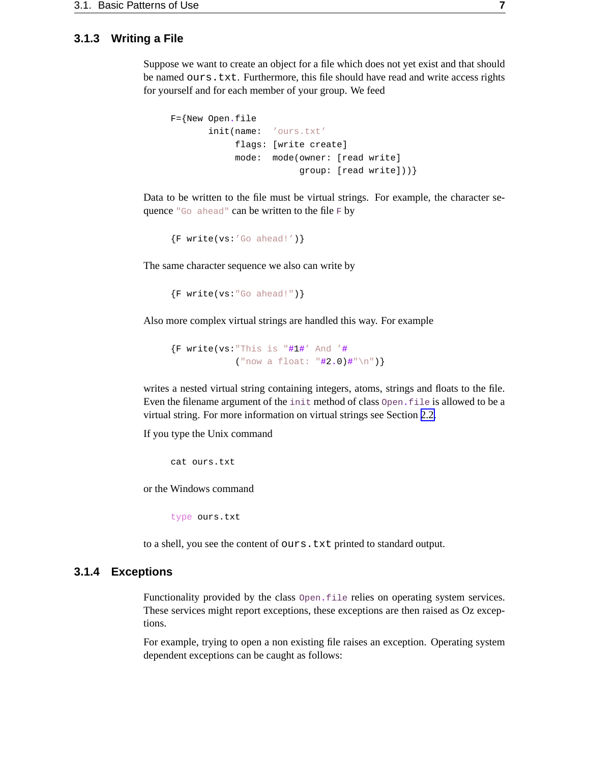### 3.1.3 Writing a File

Suppose we want to create an object for a file which does not yet exist and that should be named `ours.txt`. Furthermore, this file should have read and write access rights for yourself and for each member of your group. We feed

```
F={New Open.file
       init(name:  'ours.txt'
            flags: [write create]
            mode:  mode(owner: [read write]
                        group: [read write]))}
```

Data to be written to the file must be virtual strings. For example, the character sequence `"Go ahead"` can be written to the file `F` by

```
{F write(vs:'Go ahead!')}
```

The same character sequence we also can write by

```
{F write(vs:"Go ahead!")}
```

Also more complex virtual strings are handled this way. For example

```
{F write(vs:"This is "#1#' And '#
            ("now a float: "#2.0)#"\n")}
```

writes a nested virtual string containing integers, atoms, strings and floats to the file. Even the filename argument of the `init` method of class `Open.file` is allowed to be a virtual string. For more information on virtual strings see Section 2.2.

If you type the Unix command

```
cat ours.txt
```

or the Windows command

```
type ours.txt
```

to a shell, you see the content of `ours.txt` printed to standard output.

### 3.1.4 Exceptions

Functionality provided by the class `Open.file` relies on operating system services. These services might report exceptions, these exceptions are then raised as Oz exceptions.

For example, trying to open a non existing file raises an exception. Operating system dependent exceptions can be caught as follows: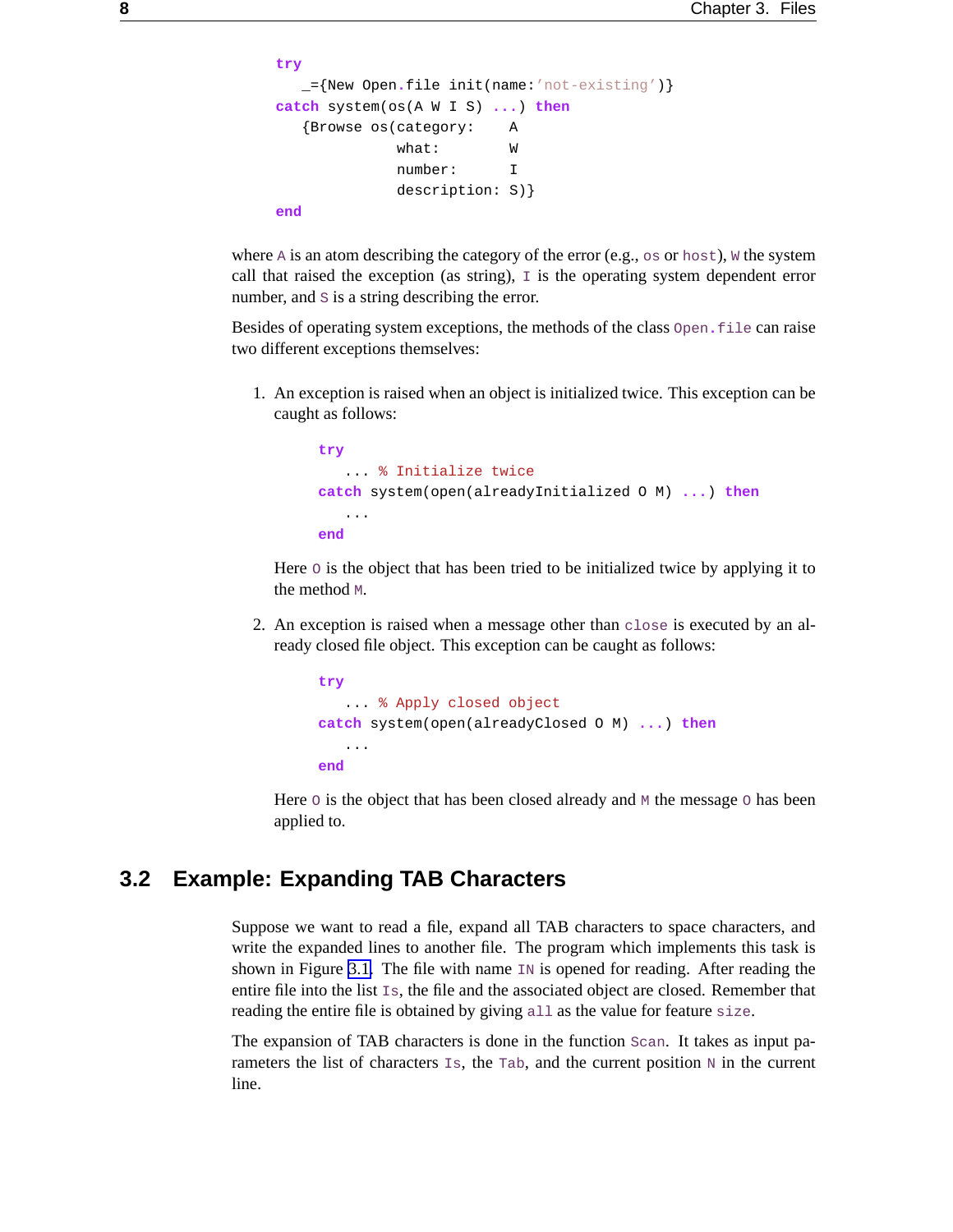```
try
   _={New Open.file init(name:'not-existing')}
catch system(os(A W I S) ...) then
   {Browse os(category:    A
              what:        W
              number:      I
              description: S)}
end
```

where `A` is an atom describing the category of the error (e.g., `os` or `host`), `W` the system call that raised the exception (as string), `I` is the operating system dependent error number, and `S` is a string describing the error.

Besides of operating system exceptions, the methods of the class `Open.file` can raise two different exceptions themselves:

1. An exception is raised when an object is initialized twice. This exception can be caught as follows:

   ```
   try
      ... % Initialize twice
   catch system(open(alreadyInitialized O M) ...) then
      ...
   end
   ```

   Here `O` is the object that has been tried to be initialized twice by applying it to the method `M`.

2. An exception is raised when a message other than `close` is executed by an already closed file object. This exception can be caught as follows:

   ```
   try
      ... % Apply closed object
   catch system(open(alreadyClosed O M) ...) then
      ...
   end
   ```

   Here `O` is the object that has been closed already and `M` the message `O` has been applied to.

## 3.2 Example: Expanding TAB Characters

Suppose we want to read a file, expand all TAB characters to space characters, and write the expanded lines to another file. The program which implements this task is shown in Figure 3.1. The file with name `IN` is opened for reading. After reading the entire file into the list `Is`, the file and the associated object are closed. Remember that reading the entire file is obtained by giving `all` as the value for feature `size`.

The expansion of TAB characters is done in the function `Scan`. It takes as input parameters the list of characters `Is`, the `Tab`, and the current position `N` in the current line.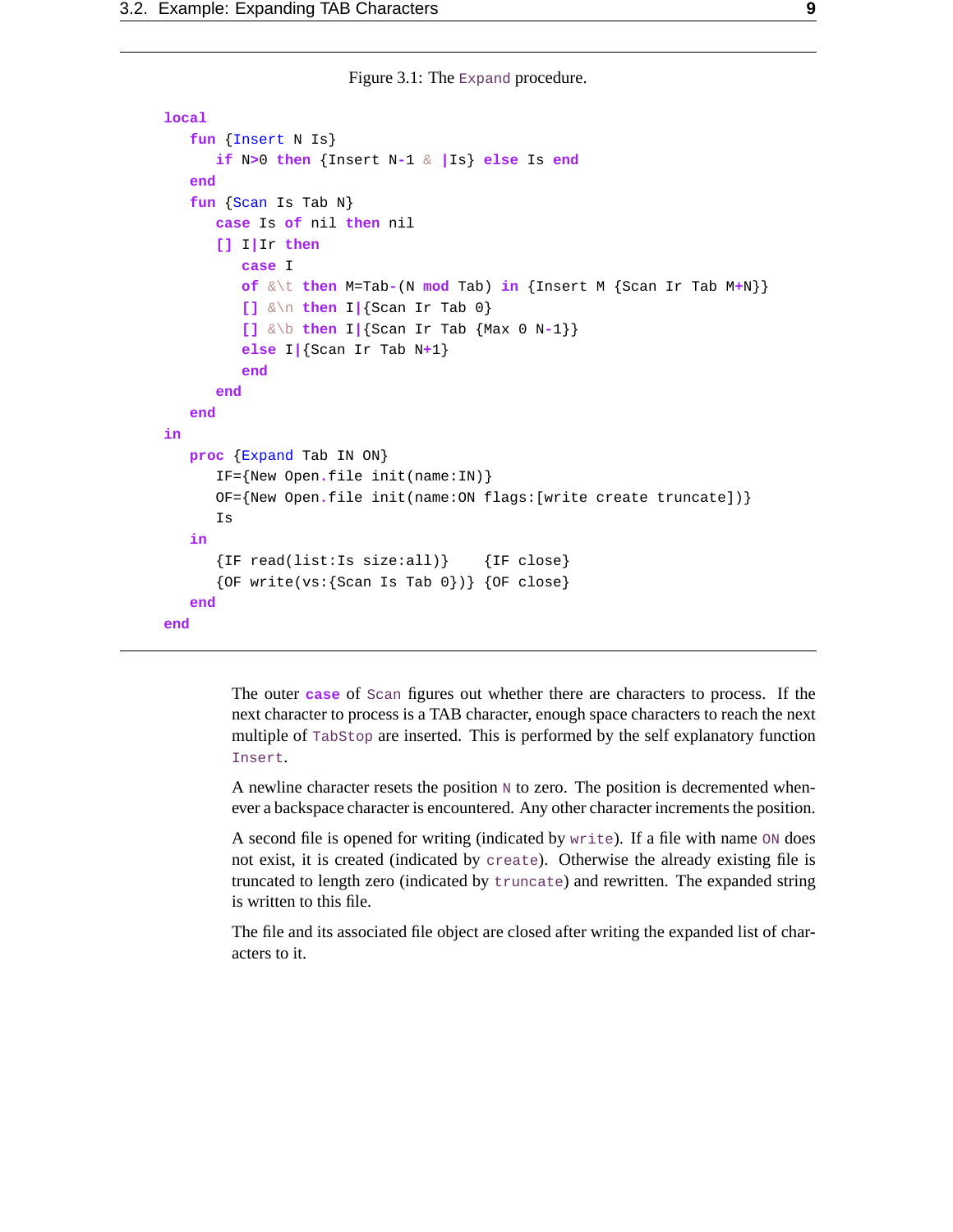Figure 3.1: The Expand procedure.

```
local
   fun {Insert N Is}
      if N>0 then {Insert N-1 & |Is} else Is end
   end
   fun {Scan Is Tab N}
      case Is of nil then nil
      [] I|Ir then
         case I
         of &\t then M=Tab-(N mod Tab) in {Insert M {Scan Ir Tab M+N}}
         [] &\n then I|{Scan Ir Tab 0}
         [] &\b then I|{Scan Ir Tab {Max 0 N-1}}
         else I|{Scan Ir Tab N+1}
         end
      end
   end
in
   proc {Expand Tab IN ON}
      IF={New Open.file init(name:IN)}
      OF={New Open.file init(name:ON flags:[write create truncate])}
      Is
   in
      {IF read(list:Is size:all)}    {IF close}
      {OF write(vs:{Scan Is Tab 0})} {OF close}
   end
end
```

The outer `case` of `Scan` figures out whether there are characters to process. If the next character to process is a TAB character, enough space characters to reach the next multiple of `TabStop` are inserted. This is performed by the self explanatory function `Insert`.

A newline character resets the position `N` to zero. The position is decremented whenever a backspace character is encountered. Any other character increments the position.

A second file is opened for writing (indicated by `write`). If a file with name `ON` does not exist, it is created (indicated by `create`). Otherwise the already existing file is truncated to length zero (indicated by `truncate`) and rewritten. The expanded string is written to this file.

The file and its associated file object are closed after writing the expanded list of characters to it.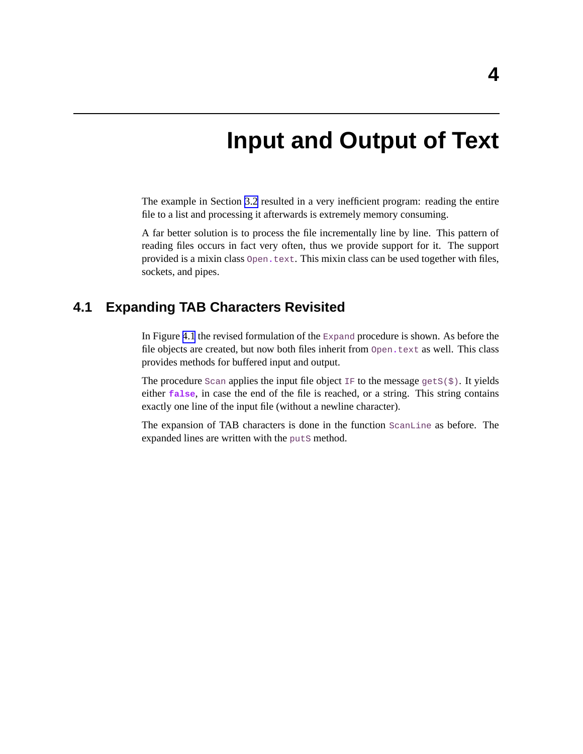# 4 Input and Output of Text

The example in Section 3.2 resulted in a very inefficient program: reading the entire file to a list and processing it afterwards is extremely memory consuming.

A far better solution is to process the file incrementally line by line. This pattern of reading files occurs in fact very often, thus we provide support for it. The support provided is a mixin class `Open.text`. This mixin class can be used together with files, sockets, and pipes.

## 4.1 Expanding TAB Characters Revisited

In Figure 4.1 the revised formulation of the `Expand` procedure is shown. As before the file objects are created, but now both files inherit from `Open.text` as well. This class provides methods for buffered input and output.

The procedure `Scan` applies the input file object `IF` to the message `getS($)`. It yields either **`false`**, in case the end of the file is reached, or a string. This string contains exactly one line of the input file (without a newline character).

The expansion of TAB characters is done in the function `ScanLine` as before. The expanded lines are written with the `putS` method.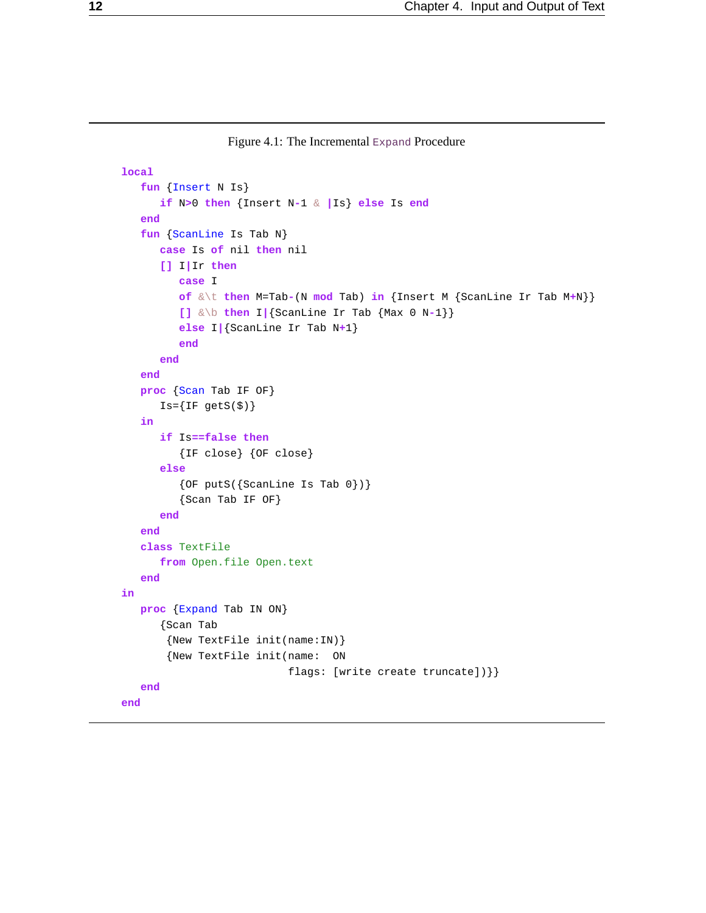Figure 4.1: The Incremental Expand Procedure

```
local
   fun {Insert N Is}
      if N>0 then {Insert N-1 & |Is} else Is end
   end
   fun {ScanLine Is Tab N}
      case Is of nil then nil
      [] I|Ir then
         case I
         of &\t then M=Tab-(N mod Tab) in {Insert M {ScanLine Ir Tab M+N}}
         [] &\b then I|{ScanLine Ir Tab {Max 0 N-1}}
         else I|{ScanLine Ir Tab N+1}
         end
      end
   end
   proc {Scan Tab IF OF}
      Is={IF getS($)}
   in
      if Is==false then
         {IF close} {OF close}
      else
         {OF putS({ScanLine Is Tab 0})}
         {Scan Tab IF OF}
      end
   end
   class TextFile
      from Open.file Open.text
   end
in
   proc {Expand Tab IN ON}
      {Scan Tab
       {New TextFile init(name:IN)}
       {New TextFile init(name:  ON
                          flags: [write create truncate])}}
   end
end
```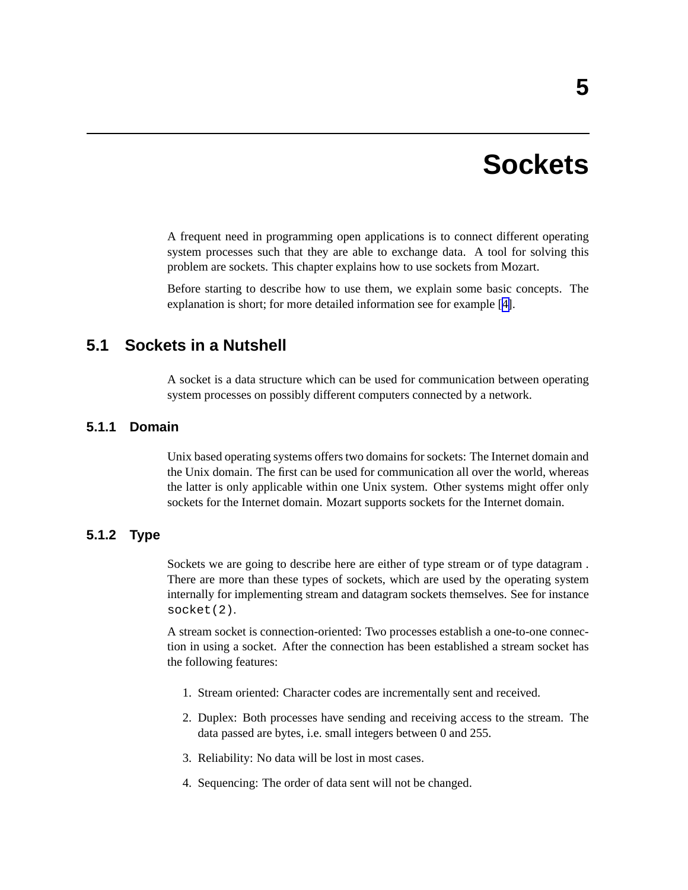# 5 Sockets

A frequent need in programming open applications is to connect different operating system processes such that they are able to exchange data. A tool for solving this problem are sockets. This chapter explains how to use sockets from Mozart.

Before starting to describe how to use them, we explain some basic concepts. The explanation is short; for more detailed information see for example [4].

## 5.1 Sockets in a Nutshell

A socket is a data structure which can be used for communication between operating system processes on possibly different computers connected by a network.

### 5.1.1 Domain

Unix based operating systems offers two domains for sockets: The Internet domain and the Unix domain. The first can be used for communication all over the world, whereas the latter is only applicable within one Unix system. Other systems might offer only sockets for the Internet domain. Mozart supports sockets for the Internet domain.

### 5.1.2 Type

Sockets we are going to describe here are either of type stream or of type datagram . There are more than these types of sockets, which are used by the operating system internally for implementing stream and datagram sockets themselves. See for instance `socket(2)`.

A stream socket is connection-oriented: Two processes establish a one-to-one connection in using a socket. After the connection has been established a stream socket has the following features:

1. Stream oriented: Character codes are incrementally sent and received.
2. Duplex: Both processes have sending and receiving access to the stream. The data passed are bytes, i.e. small integers between 0 and 255.
3. Reliability: No data will be lost in most cases.
4. Sequencing: The order of data sent will not be changed.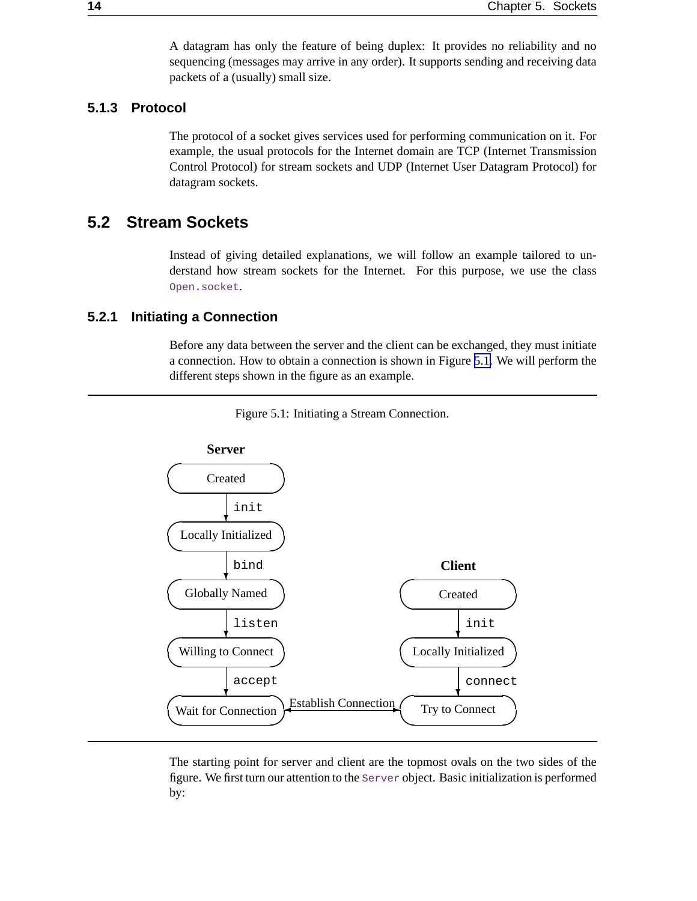A datagram has only the feature of being duplex: It provides no reliability and no sequencing (messages may arrive in any order). It supports sending and receiving data packets of a (usually) small size.

### 5.1.3 Protocol

The protocol of a socket gives services used for performing communication on it. For example, the usual protocols for the Internet domain are TCP (Internet Transmission Control Protocol) for stream sockets and UDP (Internet User Datagram Protocol) for datagram sockets.

## 5.2 Stream Sockets

Instead of giving detailed explanations, we will follow an example tailored to understand how stream sockets for the Internet. For this purpose, we use the class `Open.socket`.

### 5.2.1 Initiating a Connection

Before any data between the server and the client can be exchanged, they must initiate a connection. How to obtain a connection is shown in Figure 5.1. We will perform the different steps shown in the figure as an example.

Figure 5.1: Initiating a Stream Connection.

**Server**

Created
↓ `init`
Locally Initialized
↓ `bind`
Globally Named
↓ `listen`
Willing to Connect
↓ `accept`
Wait for Connection

**Client**

Created
↓ `init`
Locally Initialized
↓ `connect`
Try to Connect

Wait for Connection ⟷ Establish Connection ⟷ Try to Connect

The starting point for server and client are the topmost ovals on the two sides of the figure. We first turn our attention to the `Server` object. Basic initialization is performed by: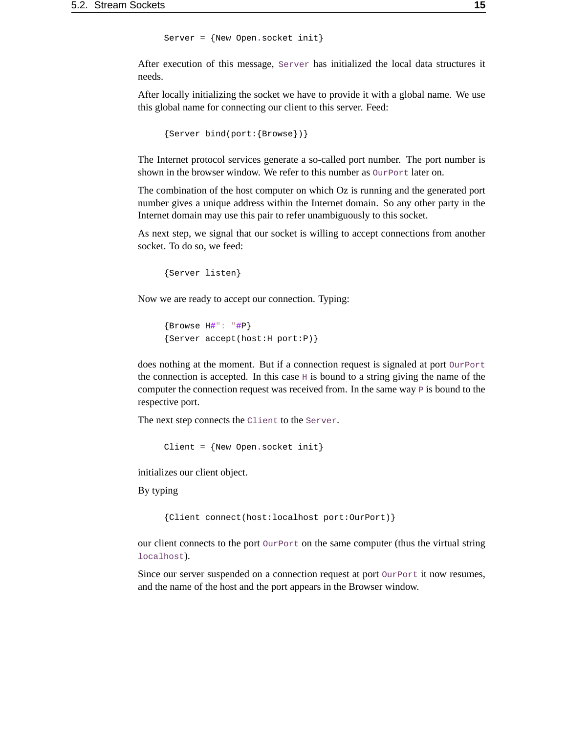```
Server = {New Open.socket init}
```

After execution of this message, `Server` has initialized the local data structures it needs.

After locally initializing the socket we have to provide it with a global name. We use this global name for connecting our client to this server. Feed:

```
{Server bind(port:{Browse})}
```

The Internet protocol services generate a so-called port number. The port number is shown in the browser window. We refer to this number as `OurPort` later on.

The combination of the host computer on which Oz is running and the generated port number gives a unique address within the Internet domain. So any other party in the Internet domain may use this pair to refer unambiguously to this socket.

As next step, we signal that our socket is willing to accept connections from another socket. To do so, we feed:

```
{Server listen}
```

Now we are ready to accept our connection. Typing:

```
{Browse H#": "#P}
{Server accept(host:H port:P)}
```

does nothing at the moment. But if a connection request is signaled at port `OurPort` the connection is accepted. In this case `H` is bound to a string giving the name of the computer the connection request was received from. In the same way `P` is bound to the respective port.

The next step connects the `Client` to the `Server`.

```
Client = {New Open.socket init}
```

initializes our client object.

By typing

```
{Client connect(host:localhost port:OurPort)}
```

our client connects to the port `OurPort` on the same computer (thus the virtual string `localhost`).

Since our server suspended on a connection request at port `OurPort` it now resumes, and the name of the host and the port appears in the Browser window.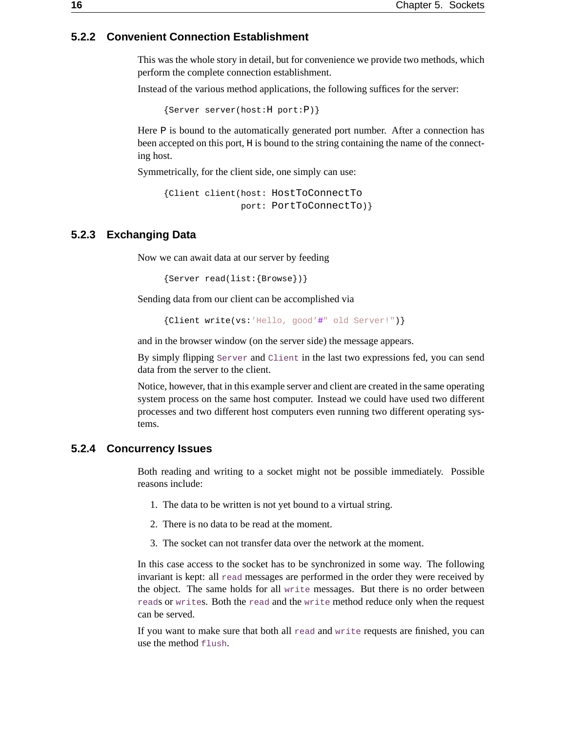### 5.2.2 Convenient Connection Establishment

This was the whole story in detail, but for convenience we provide two methods, which perform the complete connection establishment.

Instead of the various method applications, the following suffices for the server:

```
{Server server(host:H port:P)}
```

Here `P` is bound to the automatically generated port number. After a connection has been accepted on this port, `H` is bound to the string containing the name of the connecting host.

Symmetrically, for the client side, one simply can use:

```
{Client client(host: HostToConnectTo
               port: PortToConnectTo)}
```

### 5.2.3 Exchanging Data

Now we can await data at our server by feeding

```
{Server read(list:{Browse})}
```

Sending data from our client can be accomplished via

```
{Client write(vs:'Hello, good'#" old Server!")}
```

and in the browser window (on the server side) the message appears.

By simply flipping `Server` and `Client` in the last two expressions fed, you can send data from the server to the client.

Notice, however, that in this example server and client are created in the same operating system process on the same host computer. Instead we could have used two different processes and two different host computers even running two different operating systems.

### 5.2.4 Concurrency Issues

Both reading and writing to a socket might not be possible immediately. Possible reasons include:

1. The data to be written is not yet bound to a virtual string.
2. There is no data to be read at the moment.
3. The socket can not transfer data over the network at the moment.

In this case access to the socket has to be synchronized in some way. The following invariant is kept: all `read` messages are performed in the order they were received by the object. The same holds for all `write` messages. But there is no order between `read`s or `write`s. Both the `read` and the `write` method reduce only when the request can be served.

If you want to make sure that both all `read` and `write` requests are finished, you can use the method `flush`.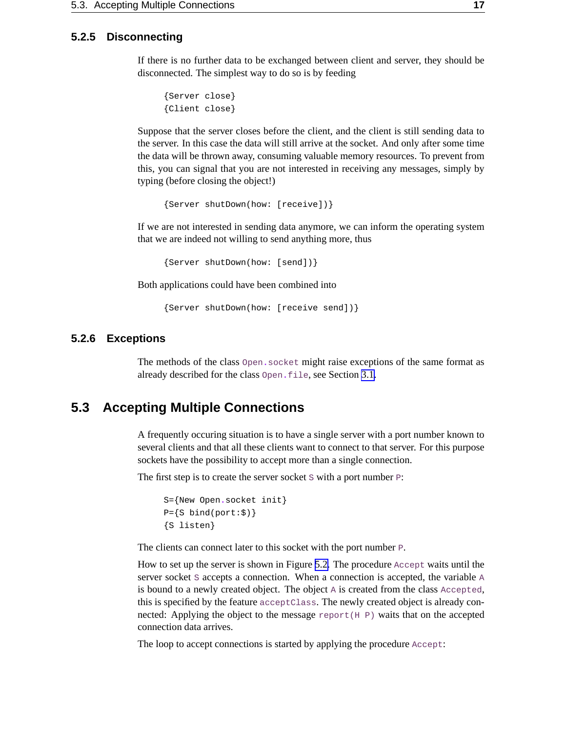### 5.2.5 Disconnecting

If there is no further data to be exchanged between client and server, they should be disconnected. The simplest way to do so is by feeding

```
{Server close}
{Client close}
```

Suppose that the server closes before the client, and the client is still sending data to the server. In this case the data will still arrive at the socket. And only after some time the data will be thrown away, consuming valuable memory resources. To prevent from this, you can signal that you are not interested in receiving any messages, simply by typing (before closing the object!)

```
{Server shutDown(how: [receive])}
```

If we are not interested in sending data anymore, we can inform the operating system that we are indeed not willing to send anything more, thus

```
{Server shutDown(how: [send])}
```

Both applications could have been combined into

```
{Server shutDown(how: [receive send])}
```

### 5.2.6 Exceptions

The methods of the class `Open.socket` might raise exceptions of the same format as already described for the class `Open.file`, see Section 3.1.

## 5.3 Accepting Multiple Connections

A frequently occuring situation is to have a single server with a port number known to several clients and that all these clients want to connect to that server. For this purpose sockets have the possibility to accept more than a single connection.

The first step is to create the server socket `S` with a port number `P`:

```
S={New Open.socket init}
P={S bind(port:$)}
{S listen}
```

The clients can connect later to this socket with the port number `P`.

How to set up the server is shown in Figure 5.2. The procedure `Accept` waits until the server socket `S` accepts a connection. When a connection is accepted, the variable `A` is bound to a newly created object. The object `A` is created from the class `Accepted`, this is specified by the feature `acceptClass`. The newly created object is already connected: Applying the object to the message `report(H P)` waits that on the accepted connection data arrives.

The loop to accept connections is started by applying the procedure `Accept`: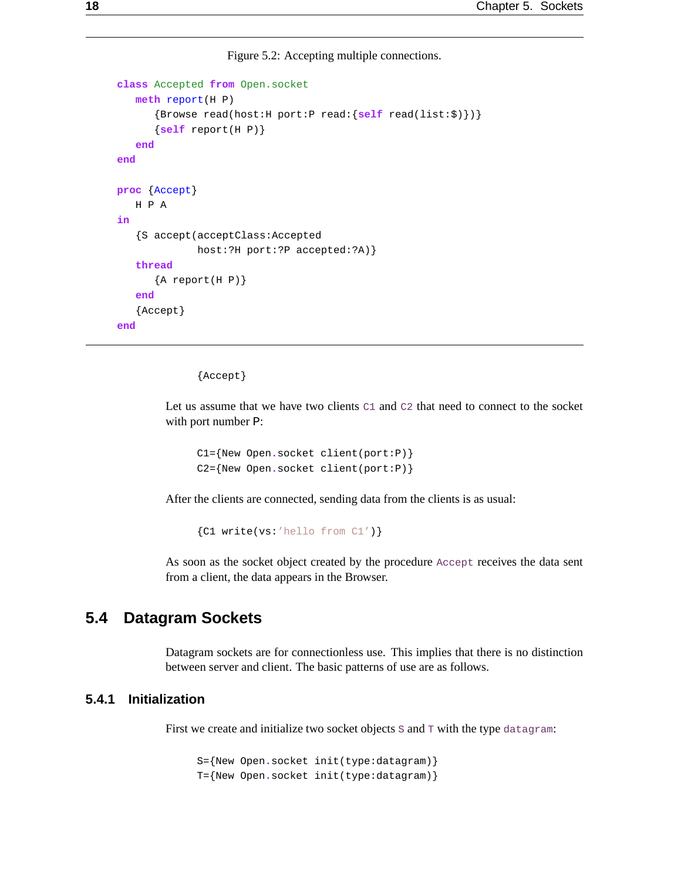Figure 5.2: Accepting multiple connections.

```
class Accepted from Open.socket
   meth report(H P)
      {Browse read(host:H port:P read:{self read(list:$)})}
      {self report(H P)}
   end
end

proc {Accept}
   H P A
in
   {S accept(acceptClass:Accepted
             host:?H port:?P accepted:?A)}
   thread
      {A report(H P)}
   end
   {Accept}
end
```

```
{Accept}
```

Let us assume that we have two clients `C1` and `C2` that need to connect to the socket with port number P:

```
C1={New Open.socket client(port:P)}
C2={New Open.socket client(port:P)}
```

After the clients are connected, sending data from the clients is as usual:

```
{C1 write(vs:'hello from C1')}
```

As soon as the socket object created by the procedure `Accept` receives the data sent from a client, the data appears in the Browser.

## 5.4 Datagram Sockets

Datagram sockets are for connectionless use. This implies that there is no distinction between server and client. The basic patterns of use are as follows.

### 5.4.1 Initialization

First we create and initialize two socket objects `S` and `T` with the type `datagram`:

```
S={New Open.socket init(type:datagram)}
T={New Open.socket init(type:datagram)}
```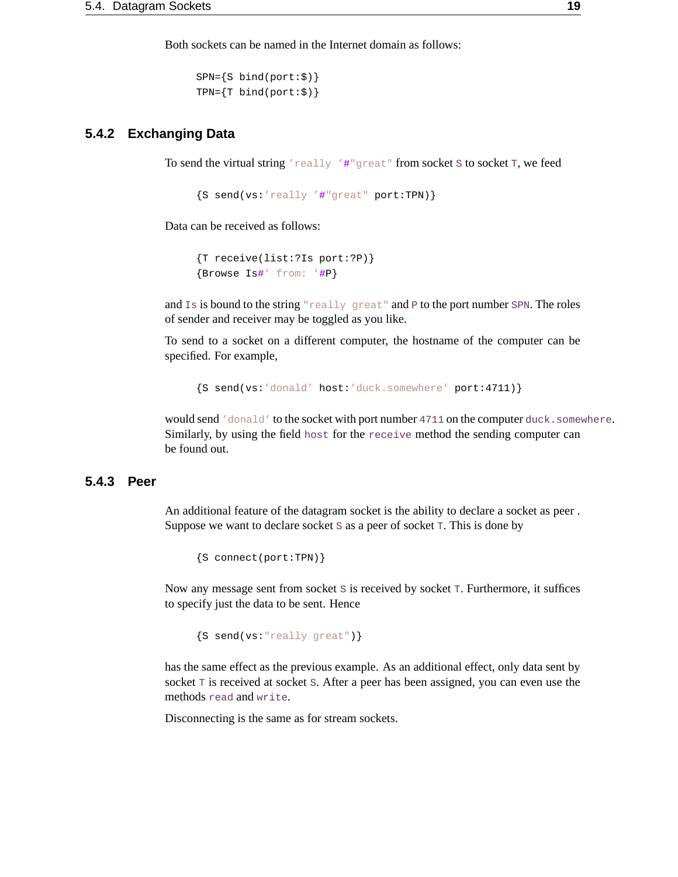Both sockets can be named in the Internet domain as follows:

```
SPN={S bind(port:$)}
TPN={T bind(port:$)}
```

### 5.4.2 Exchanging Data

To send the virtual string `'really '#"great"` from socket `S` to socket `T`, we feed

```
{S send(vs:'really '#"great" port:TPN)}
```

Data can be received as follows:

```
{T receive(list:?Is port:?P)}
{Browse Is#' from: '#P}
```

and `Is` is bound to the string `"really great"` and `P` to the port number `SPN`. The roles of sender and receiver may be toggled as you like.

To send to a socket on a different computer, the hostname of the computer can be specified. For example,

```
{S send(vs:'donald' host:'duck.somewhere' port:4711)}
```

would send `'donald'` to the socket with port number `4711` on the computer `duck.somewhere`. Similarly, by using the field `host` for the `receive` method the sending computer can be found out.

### 5.4.3 Peer

An additional feature of the datagram socket is the ability to declare a socket as peer . Suppose we want to declare socket `S` as a peer of socket `T`. This is done by

```
{S connect(port:TPN)}
```

Now any message sent from socket `S` is received by socket `T`. Furthermore, it suffices to specify just the data to be sent. Hence

```
{S send(vs:"really great")}
```

has the same effect as the previous example. As an additional effect, only data sent by socket `T` is received at socket `S`. After a peer has been assigned, you can even use the methods `read` and `write`.

Disconnecting is the same as for stream sockets.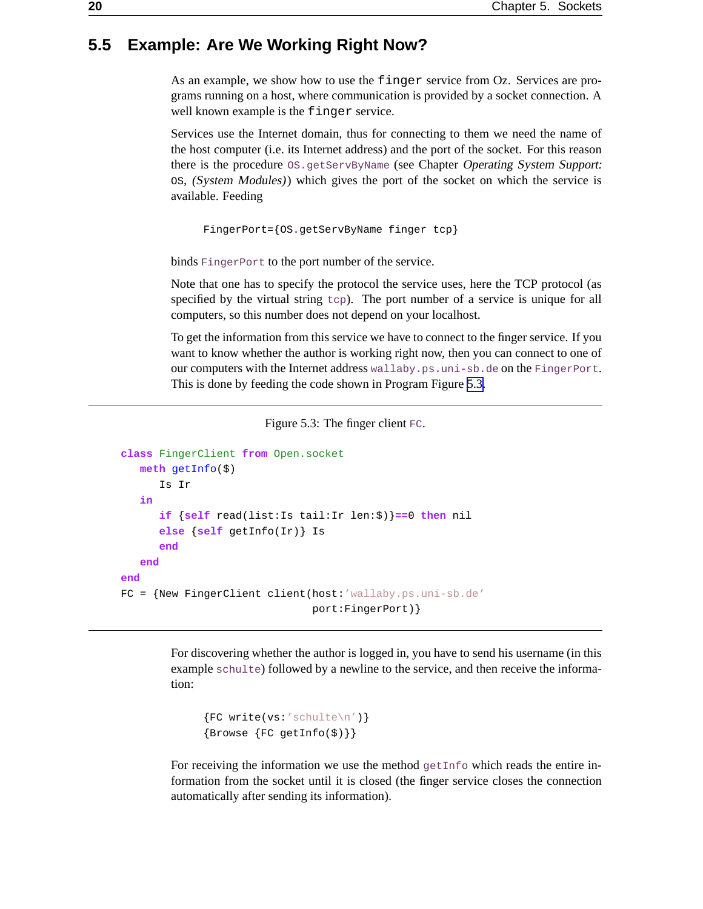## 5.5 Example: Are We Working Right Now?

As an example, we show how to use the `finger` service from Oz. Services are programs running on a host, where communication is provided by a socket connection. A well known example is the `finger` service.

Services use the Internet domain, thus for connecting to them we need the name of the host computer (i.e. its Internet address) and the port of the socket. For this reason there is the procedure `OS.getServByName` (see Chapter *Operating System Support:* `OS`, *(System Modules)*) which gives the port of the socket on which the service is available. Feeding

```
FingerPort={OS.getServByName finger tcp}
```

binds `FingerPort` to the port number of the service.

Note that one has to specify the protocol the service uses, here the TCP protocol (as specified by the virtual string `tcp`). The port number of a service is unique for all computers, so this number does not depend on your localhost.

To get the information from this service we have to connect to the finger service. If you want to know whether the author is working right now, then you can connect to one of our computers with the Internet address `wallaby.ps.uni-sb.de` on the `FingerPort`. This is done by feeding the code shown in Program Figure 5.3.

Figure 5.3: The finger client `FC`.

```
class FingerClient from Open.socket
   meth getInfo($)
      Is Ir
   in
      if {self read(list:Is tail:Ir len:$)}==0 then nil
      else {self getInfo(Ir)} Is
      end
   end
end
FC = {New FingerClient client(host:'wallaby.ps.uni-sb.de'
                              port:FingerPort)}
```

For discovering whether the author is logged in, you have to send his username (in this example `schulte`) followed by a newline to the service, and then receive the information:

```
{FC write(vs:'schulte\n')}
{Browse {FC getInfo($)}}
```

For receiving the information we use the method `getInfo` which reads the entire information from the socket until it is closed (the finger service closes the connection automatically after sending its information).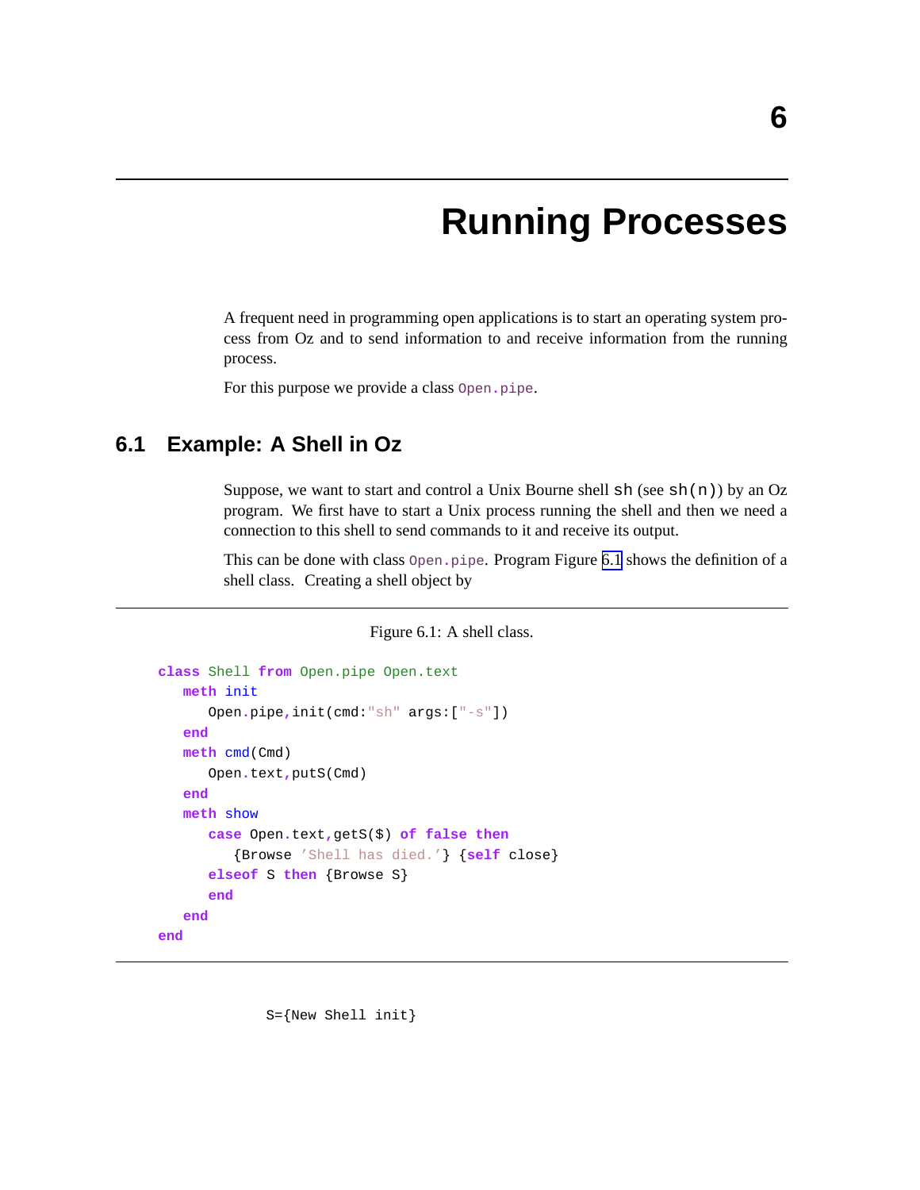# 6 Running Processes

A frequent need in programming open applications is to start an operating system process from Oz and to send information to and receive information from the running process.

For this purpose we provide a class `Open.pipe`.

## 6.1 Example: A Shell in Oz

Suppose, we want to start and control a Unix Bourne shell `sh` (see `sh(n)`) by an Oz program. We first have to start a Unix process running the shell and then we need a connection to this shell to send commands to it and receive its output.

This can be done with class `Open.pipe`. Program Figure 6.1 shows the definition of a shell class. Creating a shell object by

Figure 6.1: A shell class.

```
class Shell from Open.pipe Open.text
   meth init
      Open.pipe,init(cmd:"sh" args:["-s"])
   end
   meth cmd(Cmd)
      Open.text,putS(Cmd)
   end
   meth show
      case Open.text,getS($) of false then
         {Browse 'Shell has died.'} {self close}
      elseof S then {Browse S}
      end
   end
end
```

```
S={New Shell init}
```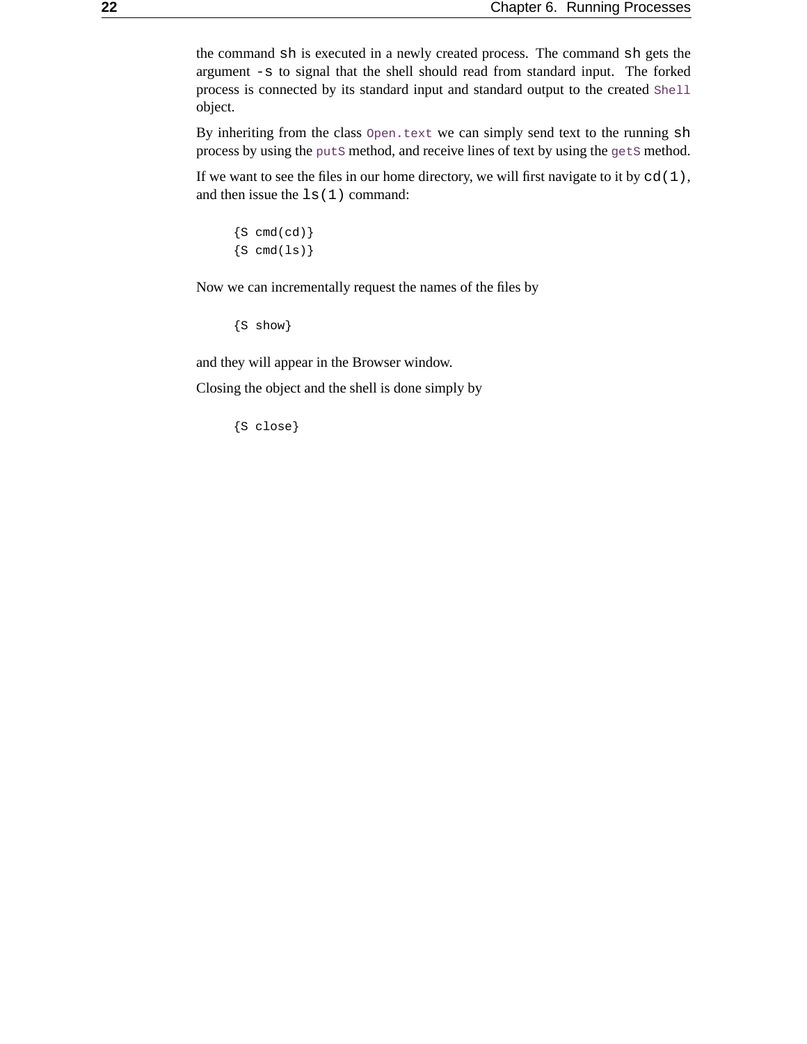the command `sh` is executed in a newly created process. The command `sh` gets the argument `-s` to signal that the shell should read from standard input. The forked process is connected by its standard input and standard output to the created `Shell` object.

By inheriting from the class `Open.text` we can simply send text to the running `sh` process by using the `putS` method, and receive lines of text by using the `getS` method.

If we want to see the files in our home directory, we will first navigate to it by `cd(1)`, and then issue the `ls(1)` command:

```
{S cmd(cd)}
{S cmd(ls)}
```

Now we can incrementally request the names of the files by

```
{S show}
```

and they will appear in the Browser window.

Closing the object and the shell is done simply by

```
{S close}
```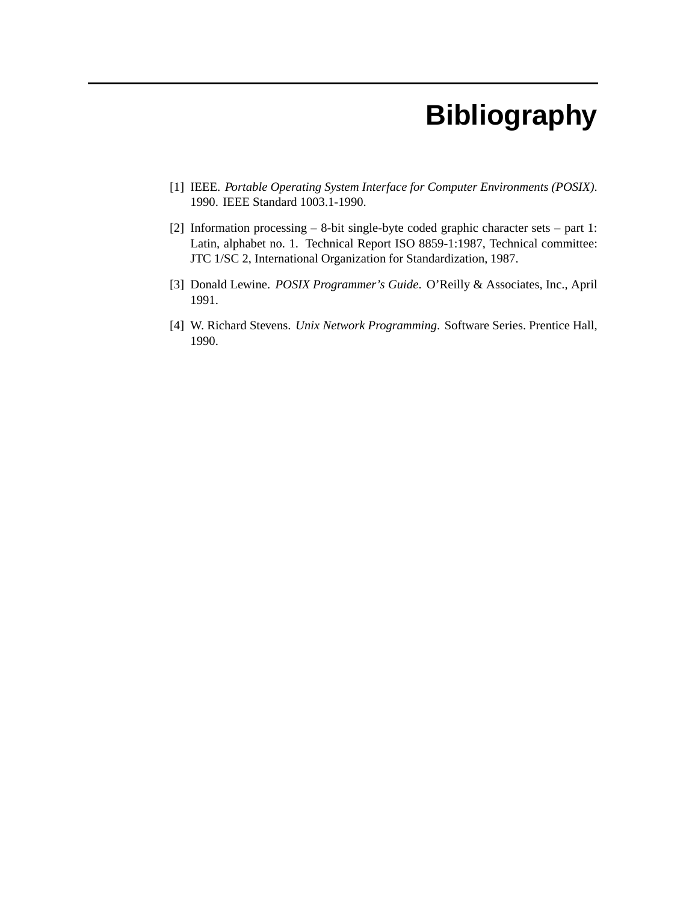# Bibliography

[1] IEEE. *Portable Operating System Interface for Computer Environments (POSIX)*. 1990. IEEE Standard 1003.1-1990.

[2] Information processing – 8-bit single-byte coded graphic character sets – part 1: Latin, alphabet no. 1. Technical Report ISO 8859-1:1987, Technical committee: JTC 1/SC 2, International Organization for Standardization, 1987.

[3] Donald Lewine. *POSIX Programmer's Guide*. O'Reilly & Associates, Inc., April 1991.

[4] W. Richard Stevens. *Unix Network Programming*. Software Series. Prentice Hall, 1990.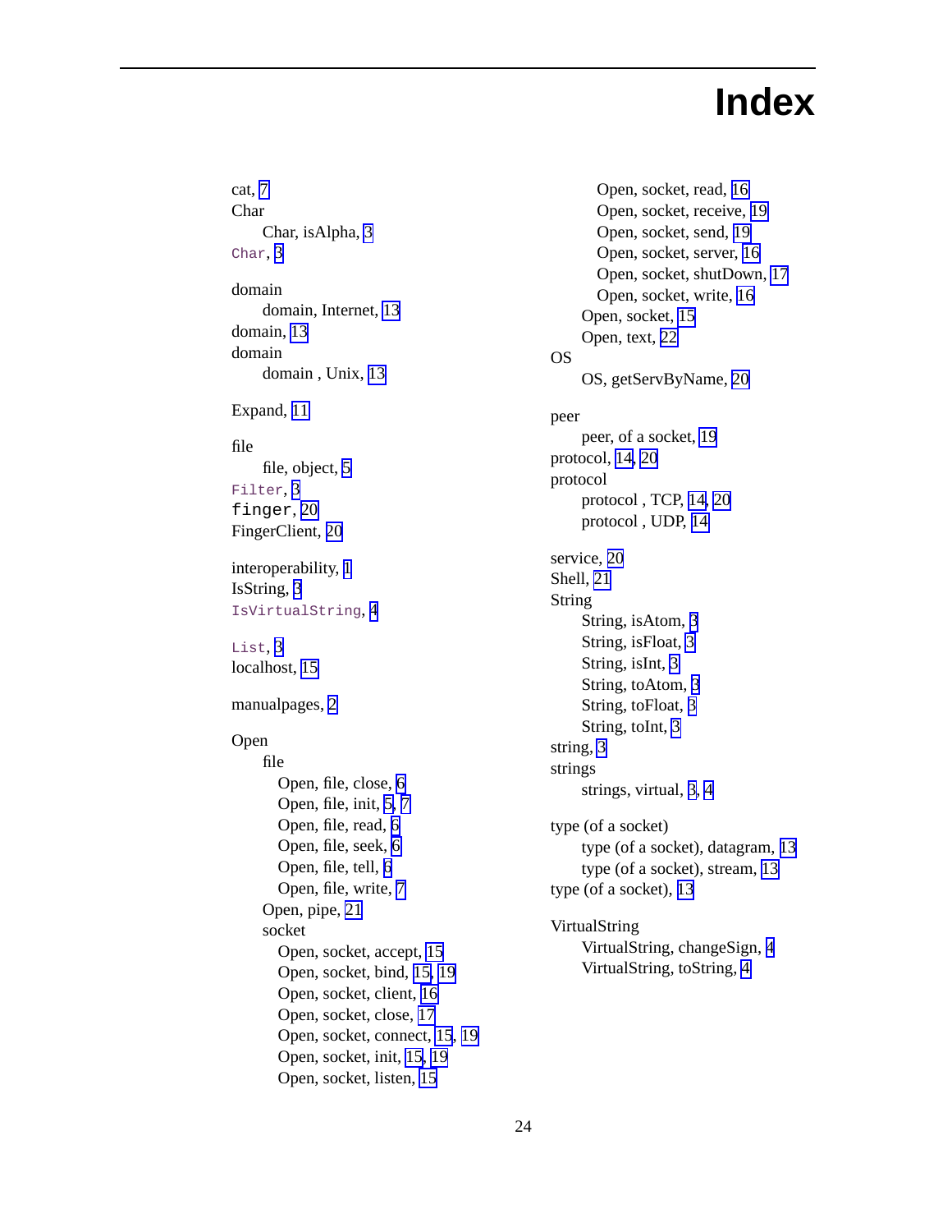# Index

cat, 7
Char
    Char, isAlpha, 3
`Char`, 3

domain
    domain, Internet, 13
domain, 13
domain
    domain , Unix, 13

Expand, 11

file
    file, object, 5
`Filter`, 3
`finger`, 20
FingerClient, 20

interoperability, 1
IsString, 3
`IsVirtualString`, 4

`List`, 3
localhost, 15

manualpages, 2

Open
    file
        Open, file, close, 6
        Open, file, init, 5, 7
        Open, file, read, 6
        Open, file, seek, 6
        Open, file, tell, 6
        Open, file, write, 7
    Open, pipe, 21
    socket
        Open, socket, accept, 15
        Open, socket, bind, 15, 19
        Open, socket, client, 16
        Open, socket, close, 17
        Open, socket, connect, 15, 19
        Open, socket, init, 15, 19
        Open, socket, listen, 15
        Open, socket, read, 16
        Open, socket, receive, 19
        Open, socket, send, 19
        Open, socket, server, 16
        Open, socket, shutDown, 17
        Open, socket, write, 16
    Open, socket, 15
    Open, text, 22
OS
    OS, getServByName, 20

peer
    peer, of a socket, 19
protocol, 14, 20
protocol
    protocol , TCP, 14, 20
    protocol , UDP, 14

service, 20
Shell, 21
String
    String, isAtom, 3
    String, isFloat, 3
    String, isInt, 3
    String, toAtom, 3
    String, toFloat, 3
    String, toInt, 3
string, 3
strings
    strings, virtual, 3, 4

type (of a socket)
    type (of a socket), datagram, 13
    type (of a socket), stream, 13
type (of a socket), 13

VirtualString
    VirtualString, changeSign, 4
    VirtualString, toString, 4